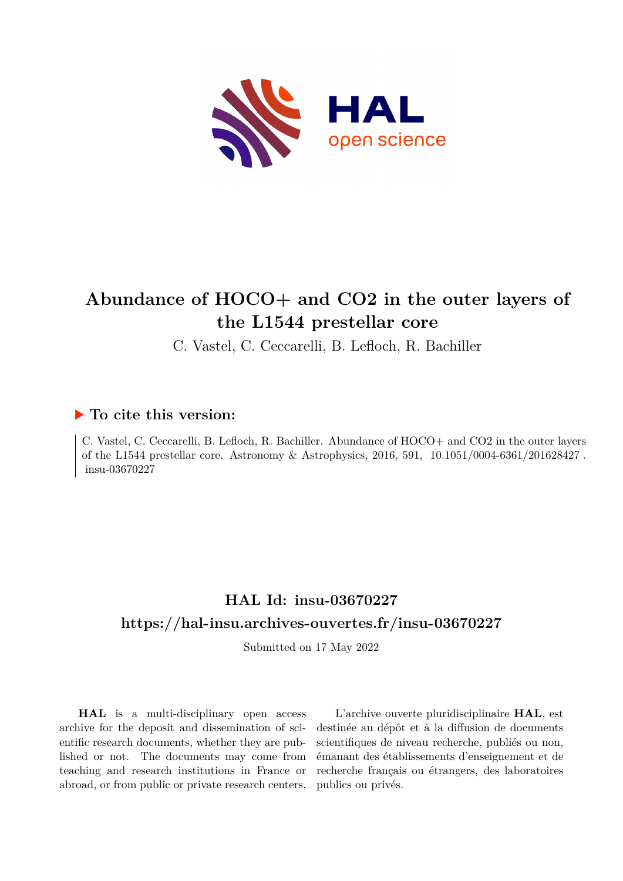# Abundance of HOCO+ and CO2 in the outer layers of the L1544 prestellar core

C. Vastel, C. Ceccarelli, B. Lefloch, R. Bachiller

## ▶ To cite this version:

C. Vastel, C. Ceccarelli, B. Lefloch, R. Bachiller. Abundance of HOCO+ and CO2 in the outer layers of the L1544 prestellar core. Astronomy & Astrophysics, 2016, 591, 10.1051/0004-6361/201628427 . insu-03670227

## HAL Id: insu-03670227

## https://hal-insu.archives-ouvertes.fr/insu-03670227

Submitted on 17 May 2022

**HAL** is a multi-disciplinary open access archive for the deposit and dissemination of scientific research documents, whether they are published or not. The documents may come from teaching and research institutions in France or abroad, or from public or private research centers.

L'archive ouverte pluridisciplinaire **HAL**, est destinée au dépôt et à la diffusion de documents scientifiques de niveau recherche, publiés ou non, émanant des établissements d'enseignement et de recherche français ou étrangers, des laboratoires publics ou privés.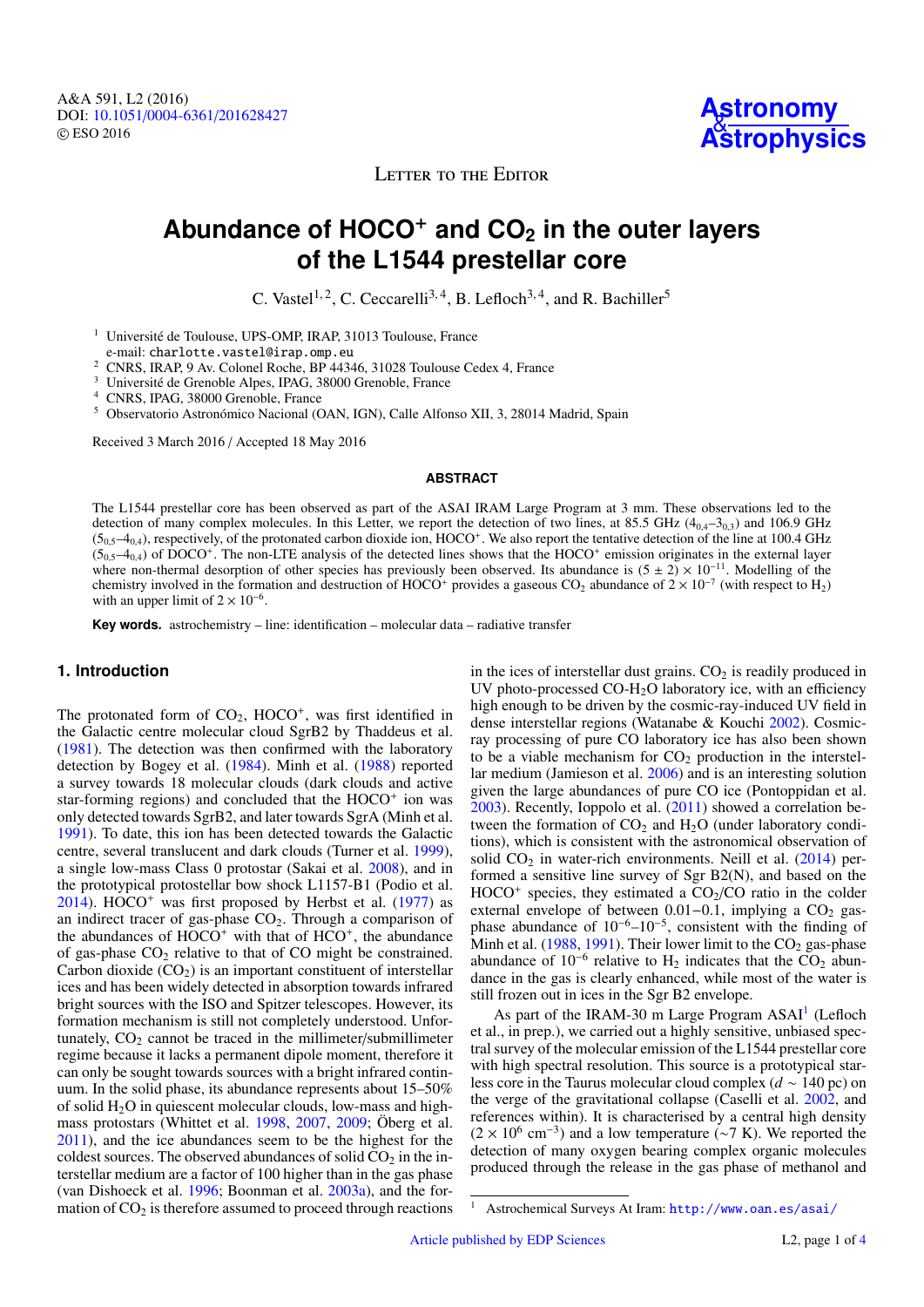# Abundance of $HOCO^+$ and $CO_2$ in the outer layers of the L1544 prestellar core

C. Vastel[1,2], C. Ceccarelli[3,4], B. Lefloch[3,4], and R. Bachiller[5]

[1] Université de Toulouse, UPS-OMP, IRAP, 31013 Toulouse, France
e-mail: charlotte.vastel@irap.omp.eu

[2] CNRS, IRAP, 9 Av. Colonel Roche, BP 44346, 31028 Toulouse Cedex 4, France

[3] Université de Grenoble Alpes, IPAG, 38000 Grenoble, France

[4] CNRS, IPAG, 38000 Grenoble, France

[5] Observatorio Astronómico Nacional (OAN, IGN), Calle Alfonso XII, 3, 28014 Madrid, Spain

Received 3 March 2016 / Accepted 18 May 2016

## ABSTRACT

The L1544 prestellar core has been observed as part of the ASAI IRAM Large Program at 3 mm. These observations led to the detection of many complex molecules. In this Letter, we report the detection of two lines, at 85.5 GHz ($4_{0,4}$–$3_{0,3}$) and 106.9 GHz ($5_{0,5}$–$4_{0,4}$), respectively, of the protonated carbon dioxide ion, $HOCO^+$. We also report the tentative detection of the line at 100.4 GHz ($5_{0,5}$–$4_{0,4}$) of $DOCO^+$. The non-LTE analysis of the detected lines shows that the $HOCO^+$ emission originates in the external layer where non-thermal desorption of other species has previously been observed. Its abundance is $(5 \pm 2) \times 10^{-11}$. Modelling of the chemistry involved in the formation and destruction of $HOCO^+$ provides a gaseous $CO_2$ abundance of $2 \times 10^{-7}$ (with respect to $H_2$) with an upper limit of $2 \times 10^{-6}$.

**Key words.** astrochemistry – line: identification – molecular data – radiative transfer

## 1. Introduction

The protonated form of $CO_2$, $HOCO^+$, was first identified in the Galactic centre molecular cloud SgrB2 by Thaddeus et al. (1981). The detection was then confirmed with the laboratory detection by Bogey et al. (1984). Minh et al. (1988) reported a survey towards 18 molecular clouds (dark clouds and active star-forming regions) and concluded that the $HOCO^+$ ion was only detected towards SgrB2, and later towards SgrA (Minh et al. 1991). To date, this ion has been detected towards the Galactic centre, several translucent and dark clouds (Turner et al. 1999), a single low-mass Class 0 protostar (Sakai et al. 2008), and in the prototypical protostellar bow shock L1157-B1 (Podio et al. 2014). $HOCO^+$ was first proposed by Herbst et al. (1977) as an indirect tracer of gas-phase $CO_2$. Through a comparison of the abundances of $HOCO^+$ with that of $HCO^+$, the abundance of gas-phase $CO_2$ relative to that of CO might be constrained. Carbon dioxide ($CO_2$) is an important constituent of interstellar ices and has been widely detected in absorption towards infrared bright sources with the ISO and Spitzer telescopes. However, its formation mechanism is still not completely understood. Unfortunately, $CO_2$ cannot be traced in the millimeter/submillimeter regime because it lacks a permanent dipole moment, therefore it can only be sought towards sources with a bright infrared continuum. In the solid phase, its abundance represents about 15–50% of solid $H_2O$ in quiescent molecular clouds, low-mass and high-mass protostars (Whittet et al. 1998, 2007, 2009; Öberg et al. 2011), and the ice abundances seem to be the highest for the coldest sources. The observed abundances of solid $CO_2$ in the interstellar medium are a factor of 100 higher than in the gas phase (van Dishoeck et al. 1996; Boonman et al. 2003a), and the formation of $CO_2$ is therefore assumed to proceed through reactions in the ices of interstellar dust grains. $CO_2$ is readily produced in UV photo-processed CO-$H_2O$ laboratory ice, with an efficiency high enough to be driven by the cosmic-ray-induced UV field in dense interstellar regions (Watanabe & Kouchi 2002). Cosmic-ray processing of pure CO laboratory ice has also been shown to be a viable mechanism for $CO_2$ production in the interstellar medium (Jamieson et al. 2006) and is an interesting solution given the large abundances of pure CO ice (Pontoppidan et al. 2003). Recently, Ioppolo et al. (2011) showed a correlation between the formation of $CO_2$ and $H_2O$ (under laboratory conditions), which is consistent with the astronomical observation of solid $CO_2$ in water-rich environments. Neill et al. (2014) performed a sensitive line survey of Sgr B2(N), and based on the $HOCO^+$ species, they estimated a $CO_2$/CO ratio in the colder external envelope of between 0.01–0.1, implying a $CO_2$ gas-phase abundance of $10^{-6}$–$10^{-5}$, consistent with the finding of Minh et al. (1988, 1991). Their lower limit to the $CO_2$ gas-phase abundance of $10^{-6}$ relative to $H_2$ indicates that the $CO_2$ abundance in the gas is clearly enhanced, while most of the water is still frozen out in ices in the Sgr B2 envelope.

As part of the IRAM-30 m Large Program ASAI[1] (Lefloch et al., in prep.), we carried out a highly sensitive, unbiased spectral survey of the molecular emission of the L1544 prestellar core with high spectral resolution. This source is a prototypical starless core in the Taurus molecular cloud complex ($d \sim 140$ pc) on the verge of the gravitational collapse (Caselli et al. 2002, and references within). It is characterised by a central high density ($2 \times 10^6$ cm$^{-3}$) and a low temperature (~7 K). We reported the detection of many oxygen bearing complex organic molecules produced through the release in the gas phase of methanol and

[1] Astrochemical Surveys At Iram: http://www.oan.es/asai/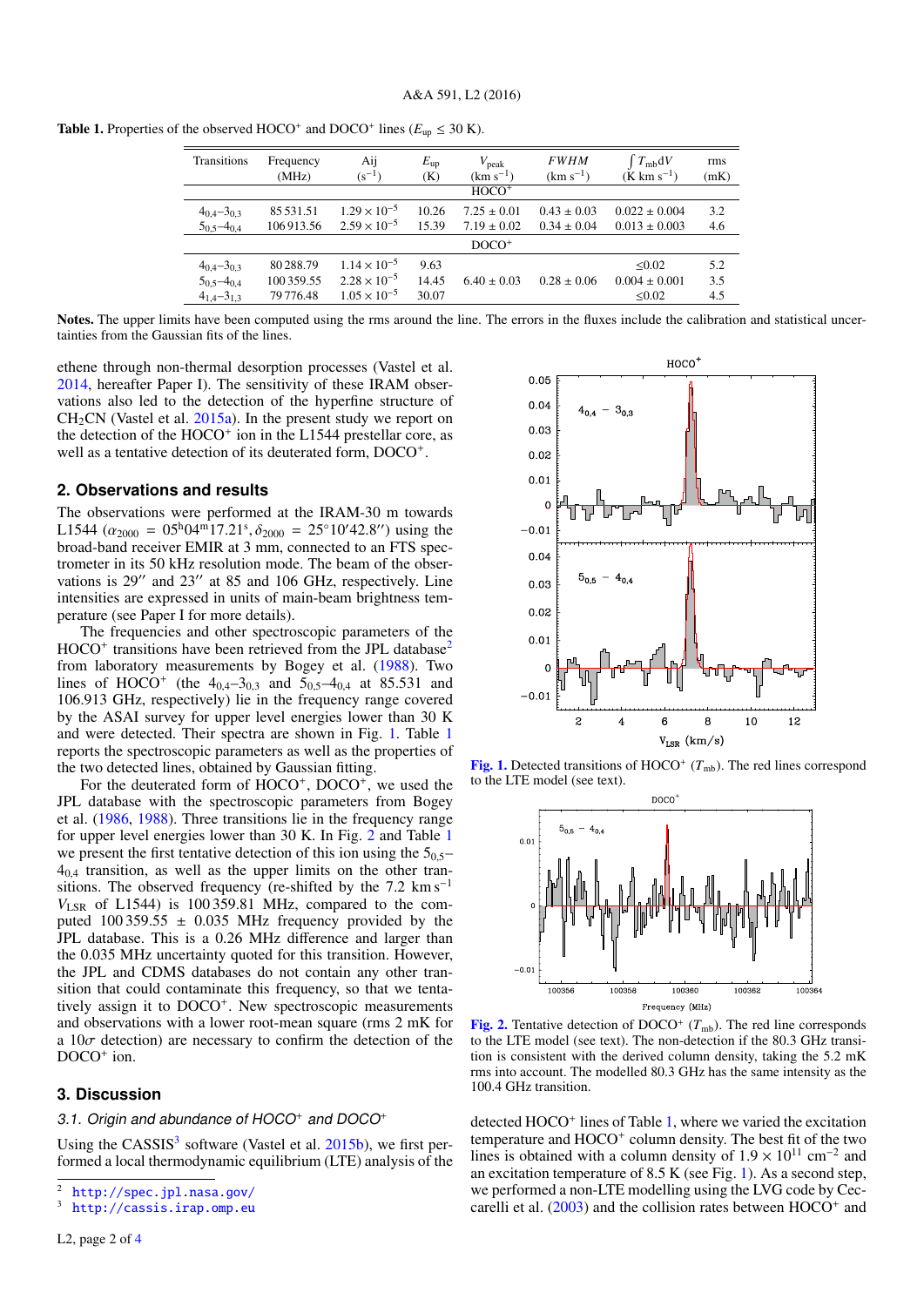**Table 1.** Properties of the observed $HOCO^+$ and $DOCO^+$ lines ($E_{up} \leq 30$ K).

| Transitions | Frequency (MHz) | Aij ($s^{-1}$) | $E_{up}$ (K) | $V_{peak}$ (km $s^{-1}$) | *FWHM* (km $s^{-1}$) | $\int T_{mb}dV$ (K km $s^{-1}$) | rms (mK) |
|---|---|---|---|---|---|---|---|
| | | | $HOCO^+$ | | | | |
| $4_{0,4}$–$3_{0,3}$ | 85 531.51 | $1.29 \times 10^{-5}$ | 10.26 | $7.25 \pm 0.01$ | $0.43 \pm 0.03$ | $0.022 \pm 0.004$ | 3.2 |
| $5_{0,5}$–$4_{0,4}$ | 106 913.56 | $2.59 \times 10^{-5}$ | 15.39 | $7.19 \pm 0.02$ | $0.34 \pm 0.04$ | $0.013 \pm 0.003$ | 4.6 |
| | | | $DOCO^+$ | | | | |
| $4_{0,4}$–$3_{0,3}$ | 80 288.79 | $1.14 \times 10^{-5}$ | 9.63 | | | $\leq 0.02$ | 5.2 |
| $5_{0,5}$–$4_{0,4}$ | 100 359.55 | $2.28 \times 10^{-5}$ | 14.45 | $6.40 \pm 0.03$ | $0.28 \pm 0.06$ | $0.004 \pm 0.001$ | 3.5 |
| $4_{1,4}$–$3_{1,3}$ | 79 776.48 | $1.05 \times 10^{-5}$ | 30.07 | | | $\leq 0.02$ | 4.5 |

**Notes.** The upper limits have been computed using the rms around the line. The errors in the fluxes include the calibration and statistical uncertainties from the Gaussian fits of the lines.

ethene through non-thermal desorption processes (Vastel et al. 2014, hereafter Paper I). The sensitivity of these IRAM observations also led to the detection of the hyperfine structure of $CH_2CN$ (Vastel et al. 2015a). In the present study we report on the detection of the $HOCO^+$ ion in the L1544 prestellar core, as well as a tentative detection of its deuterated form, $DOCO^+$.

## 2. Observations and results

The observations were performed at the IRAM-30 m towards L1544 ($\alpha_{2000}$ = $05^h04^m17.21^s$, $\delta_{2000}$ = 25°10′42.8″) using the broad-band receiver EMIR at 3 mm, connected to an FTS spectrometer in its 50 kHz resolution mode. The beam of the observations is 29″ and 23″ at 85 and 106 GHz, respectively. Line intensities are expressed in units of main-beam brightness temperature (see Paper I for more details).

The frequencies and other spectroscopic parameters of the $HOCO^+$ transitions have been retrieved from the JPL database[2] from laboratory measurements by Bogey et al. (1988). Two lines of $HOCO^+$ (the $4_{0,4}$–$3_{0,3}$ and $5_{0,5}$–$4_{0,4}$ at 85.531 and 106.913 GHz, respectively) lie in the frequency range covered by the ASAI survey for upper level energies lower than 30 K and were detected. Their spectra are shown in Fig. 1. Table 1 reports the spectroscopic parameters as well as the properties of the two detected lines, obtained by Gaussian fitting.

For the deuterated form of $HOCO^+$, $DOCO^+$, we used the JPL database with the spectroscopic parameters from Bogey et al. (1986, 1988). Three transitions lie in the frequency range for upper level energies lower than 30 K. In Fig. 2 and Table 1 we present the first tentative detection of this ion using the $5_{0,5}$–$4_{0,4}$ transition, as well as the upper limits on the other transitions. The observed frequency (re-shifted by the 7.2 km $s^{-1}$ $V_{LSR}$ of L1544) is 100 359.81 MHz, compared to the computed 100 359.55 ± 0.035 MHz frequency provided by the JPL database. This is a 0.26 MHz difference and larger than the 0.035 MHz uncertainty quoted for this transition. However, the JPL and CDMS databases do not contain any other transition that could contaminate this frequency, so that we tentatively assign it to $DOCO^+$. New spectroscopic measurements and observations with a lower root-mean square (rms 2 mK for a $10\sigma$ detection) are necessary to confirm the detection of the $DOCO^+$ ion.

**Fig. 1.** Detected transitions of $HOCO^+$ ($T_{mb}$). The red lines correspond to the LTE model (see text).

**Fig. 2.** Tentative detection of $DOCO^+$ ($T_{mb}$). The red line corresponds to the LTE model (see text). The non-detection if the 80.3 GHz transition is consistent with the derived column density, taking the 5.2 mK rms into account. The modelled 80.3 GHz has the same intensity as the 100.4 GHz transition.

## 3. Discussion

### 3.1. Origin and abundance of $HOCO^+$ and $DOCO^+$

Using the CASSIS[3] software (Vastel et al. 2015b), we first performed a local thermodynamic equilibrium (LTE) analysis of the detected $HOCO^+$ lines of Table 1, where we varied the excitation temperature and $HOCO^+$ column density. The best fit of the two lines is obtained with a column density of $1.9 \times 10^{11}$ $cm^{-2}$ and an excitation temperature of 8.5 K (see Fig. 1). As a second step, we performed a non-LTE modelling using the LVG code by Ceccarelli et al. (2003) and the collision rates between $HOCO^+$ and

[2] http://spec.jpl.nasa.gov/

[3] http://cassis.irap.omp.eu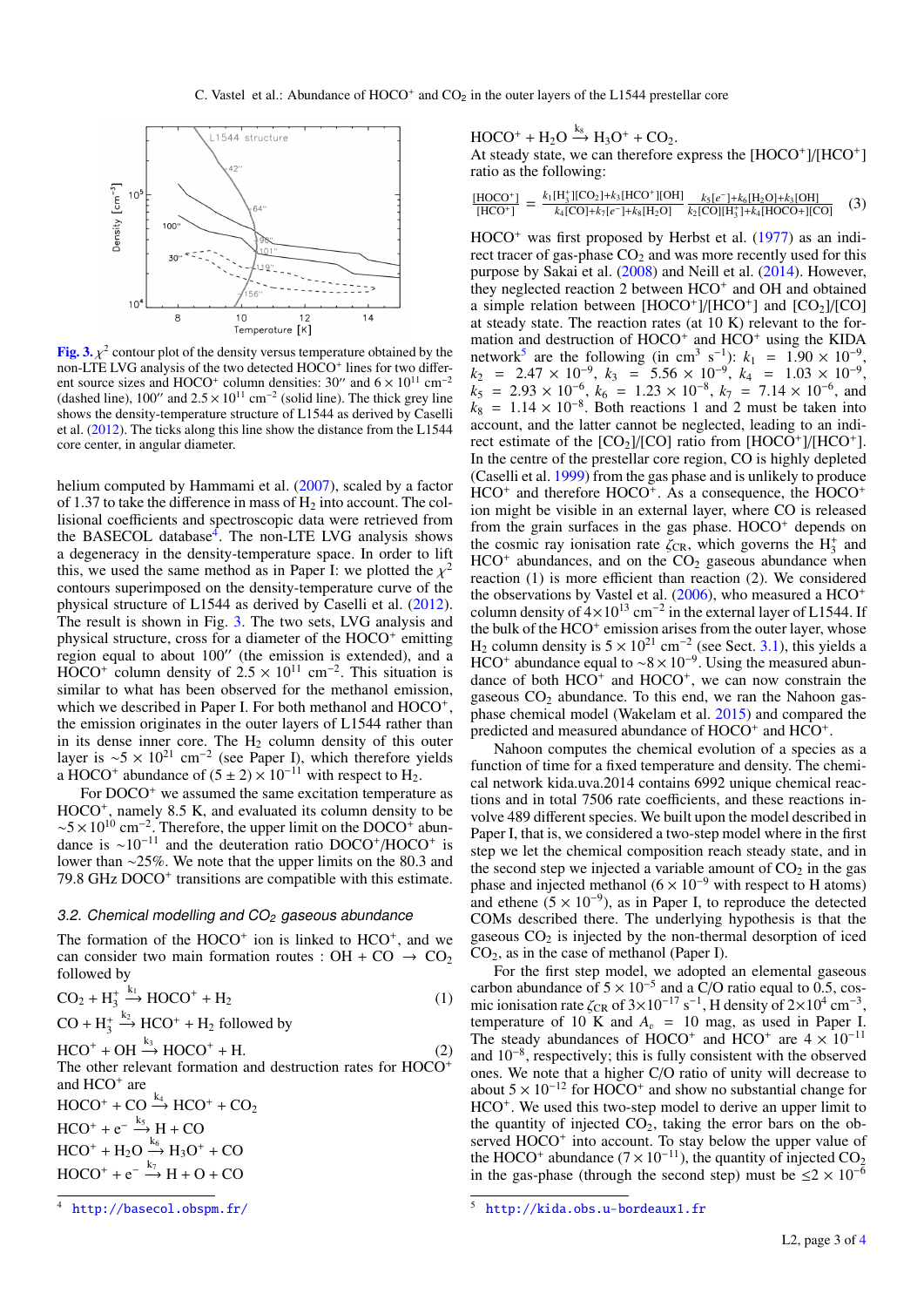Fig. 3. $\chi^2$ contour plot of the density versus temperature obtained by the non-LTE LVG analysis of the two detected $HOCO^+$ lines for two different source sizes and $HOCO^+$ column densities: 30″ and $6 \times 10^{11}$ cm$^{-2}$ (dashed line), 100″ and $2.5 \times 10^{11}$ cm$^{-2}$ (solid line). The thick grey line shows the density-temperature structure of L1544 as derived by Caselli et al. (2012). The ticks along this line show the distance from the L1544 core center, in angular diameter.

helium computed by Hammami et al. (2007), scaled by a factor of 1.37 to take the difference in mass of $H_2$ into account. The collisional coefficients and spectroscopic data were retrieved from the BASECOL database[4]. The non-LTE LVG analysis shows a degeneracy in the density-temperature space. In order to lift this, we used the same method as in Paper I: we plotted the $\chi^2$ contours superimposed on the density-temperature curve of the physical structure of L1544 as derived by Caselli et al. (2012). The result is shown in Fig. 3. The two sets, LVG analysis and physical structure, cross for a diameter of the $HOCO^+$ emitting region equal to about 100″ (the emission is extended), and a $HOCO^+$ column density of $2.5 \times 10^{11}$ cm$^{-2}$. This situation is similar to what has been observed for the methanol emission, which we described in Paper I. For both methanol and $HOCO^+$, the emission originates in the outer layers of L1544 rather than in its dense inner core. The $H_2$ column density of this outer layer is $\sim 5 \times 10^{21}$ cm$^{-2}$ (see Paper I), which therefore yields a $HOCO^+$ abundance of $(5 \pm 2) \times 10^{-11}$ with respect to $H_2$.

For $DOCO^+$ we assumed the same excitation temperature as $HOCO^+$, namely 8.5 K, and evaluated its column density to be $\sim 5 \times 10^{10}$ cm$^{-2}$. Therefore, the upper limit on the $DOCO^+$ abundance is $\sim 10^{-11}$ and the deuteration ratio $DOCO^+/HOCO^+$ is lower than ~25%. We note that the upper limits on the 80.3 and 79.8 GHz $DOCO^+$ transitions are compatible with this estimate.

### 3.2. Chemical modelling and $CO_2$ gaseous abundance

The formation of the $HOCO^+$ ion is linked to $HCO^+$, and we can consider two main formation routes : $OH + CO \rightarrow CO_2$ followed by

$$CO_2 + H_3^+ \xrightarrow{k_1} HOCO^+ + H_2 \tag{1}$$

$CO + H_3^+ \xrightarrow{k_2} HCO^+ + H_2$ followed by

$$HCO^+ + OH \xrightarrow{k_3} HOCO^+ + H. \tag{2}$$

The other relevant formation and destruction rates for $HOCO^+$ and $HCO^+$ are

$$HOCO^+ + CO \xrightarrow{k_4} HCO^+ + CO_2$$

$$HCO^+ + e^- \xrightarrow{k_5} H + CO$$

$$HCO^+ + H_2O \xrightarrow{k_6} H_3O^+ + CO$$

$$HOCO^+ + e^- \xrightarrow{k_7} H + O + CO$$

$$HOCO^+ + H_2O \xrightarrow{k_8} H_3O^+ + CO_2.$$

At steady state, we can therefore express the $[HOCO^+]/[HCO^+]$ ratio as the following:

$$\frac{[HOCO^+]}{[HCO^+]} = \frac{k_1[H_3^+][CO_2]+k_3[HCO^+][OH]}{k_4[CO]+k_7[e^-]+k_8[H_2O]} \, \frac{k_5[e^-]+k_6[H_2O]+k_3[OH]}{k_2[CO][H_3^+]+k_4[HOCO^+][CO]} \tag{3}$$

$HOCO^+$ was first proposed by Herbst et al. (1977) as an indirect tracer of gas-phase $CO_2$ and was more recently used for this purpose by Sakai et al. (2008) and Neill et al. (2014). However, they neglected reaction 2 between $HCO^+$ and OH and obtained a simple relation between $[HOCO^+]/[HCO^+]$ and $[CO_2]/[CO]$ at steady state. The reaction rates (at 10 K) relevant to the formation and destruction of $HOCO^+$ and $HCO^+$ using the KIDA network[5] are the following (in cm$^3$ s$^{-1}$): $k_1 = 1.90 \times 10^{-9}$, $k_2 = 2.47 \times 10^{-9}$, $k_3 = 5.56 \times 10^{-9}$, $k_4 = 1.03 \times 10^{-9}$, $k_5 = 2.93 \times 10^{-6}$, $k_6 = 1.23 \times 10^{-8}$, $k_7 = 7.14 \times 10^{-6}$, and $k_8 = 1.14 \times 10^{-8}$. Both reactions 1 and 2 must be taken into account, and the latter cannot be neglected, leading to an indirect estimate of the $[CO_2]/[CO]$ ratio from $[HOCO^+]/[HCO^+]$. In the centre of the prestellar core region, CO is highly depleted (Caselli et al. 1999) from the gas phase and is unlikely to produce $HCO^+$ and therefore $HOCO^+$. As a consequence, the $HOCO^+$ ion might be visible in an external layer, where CO is released from the grain surfaces in the gas phase. $HOCO^+$ depends on the cosmic ray ionisation rate $\zeta_{CR}$, which governs the $H_3^+$ and $HCO^+$ abundances, and on the $CO_2$ gaseous abundance when reaction (1) is more efficient than reaction (2). We considered the observations by Vastel et al. (2006), who measured a $HCO^+$ column density of $4 \times 10^{13}$ cm$^{-2}$ in the external layer of L1544. If the bulk of the $HCO^+$ emission arises from the outer layer, whose $H_2$ column density is $5 \times 10^{21}$ cm$^{-2}$ (see Sect. 3.1), this yields a $HCO^+$ abundance equal to $\sim 8 \times 10^{-9}$. Using the measured abundance of both $HCO^+$ and $HOCO^+$, we can now constrain the gaseous $CO_2$ abundance. To this end, we ran the Nahoon gas-phase chemical model (Wakelam et al. 2015) and compared the predicted and measured abundance of $HOCO^+$ and $HCO^+$.

Nahoon computes the chemical evolution of a species as a function of time for a fixed temperature and density. The chemical network kida.uva.2014 contains 6992 unique chemical reactions and in total 7506 rate coefficients, and these reactions involve 489 different species. We built upon the model described in Paper I, that is, we considered a two-step model where in the first step we let the chemical composition reach steady state, and in the second step we injected a variable amount of $CO_2$ in the gas phase and injected methanol ($6 \times 10^{-9}$ with respect to H atoms) and ethene ($5 \times 10^{-9}$), as in Paper I, to reproduce the detected COMs described there. The underlying hypothesis is that the gaseous $CO_2$ is injected by the non-thermal desorption of iced $CO_2$, as in the case of methanol (Paper I).

For the first step model, we adopted an elemental gaseous carbon abundance of $5 \times 10^{-5}$ and a C/O ratio equal to 0.5, cosmic ionisation rate $\zeta_{CR}$ of $3 \times 10^{-17}$ s$^{-1}$, H density of $2 \times 10^4$ cm$^{-3}$, temperature of 10 K and $A_v$ = 10 mag, as used in Paper I. The steady abundances of $HOCO^+$ and $HCO^+$ are $4 \times 10^{-11}$ and $10^{-8}$, respectively; this is fully consistent with the observed ones. We note that a higher C/O ratio of unity will decrease to about $5 \times 10^{-12}$ for $HOCO^+$ and show no substantial change for $HCO^+$. We used this two-step model to derive an upper limit to the quantity of injected $CO_2$, taking the error bars on the observed $HOCO^+$ into account. To stay below the upper value of the $HOCO^+$ abundance ($7 \times 10^{-11}$), the quantity of injected $CO_2$ in the gas-phase (through the second step) must be $\leq 2 \times 10^{-6}$

[4] http://basecol.obspm.fr/

[5] http://kida.obs.u-bordeaux1.fr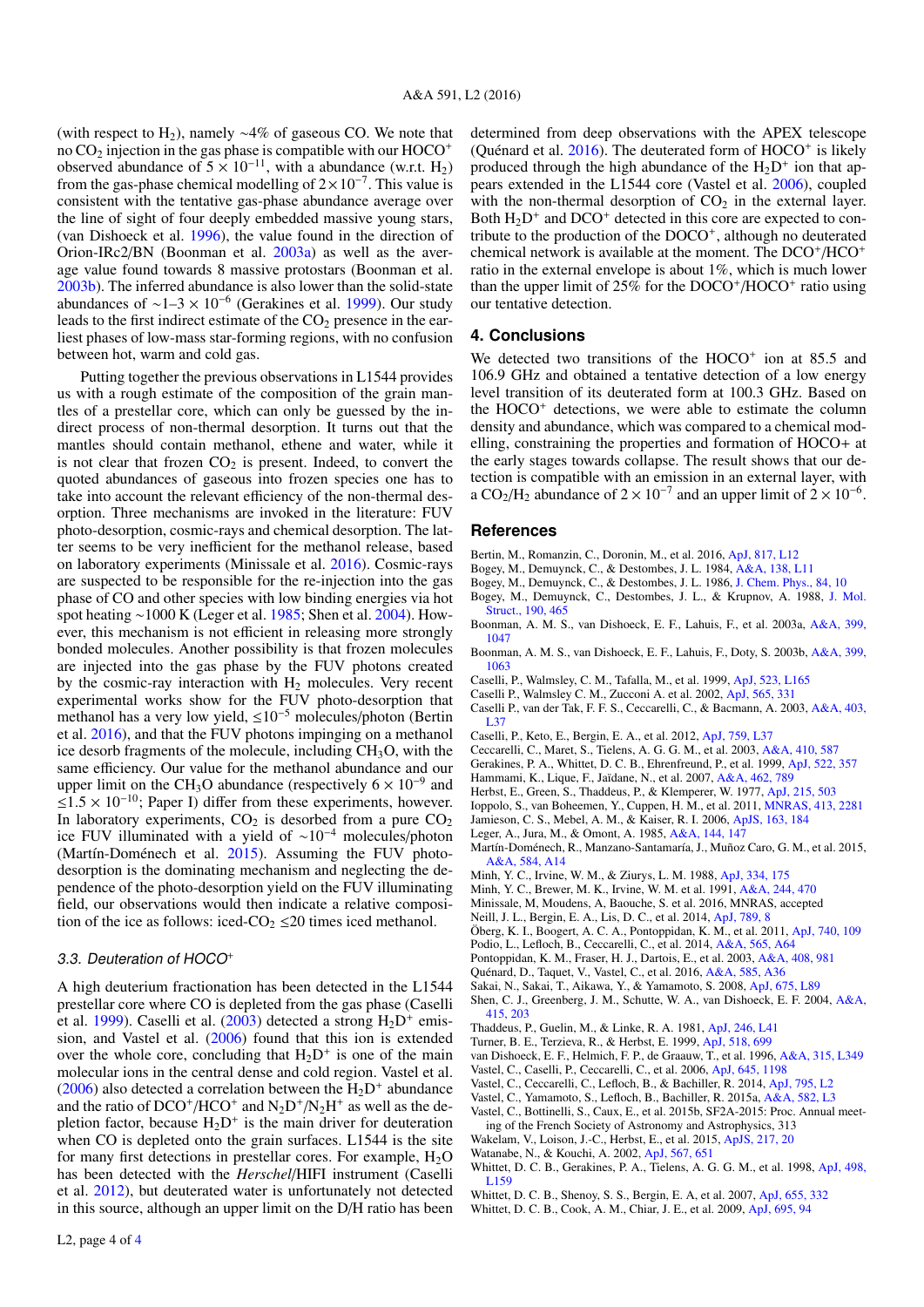(with respect to $H_2$), namely ~4% of gaseous CO. We note that no $CO_2$ injection in the gas phase is compatible with our $HOCO^+$ observed abundance of $5 \times 10^{-11}$, with a abundance (w.r.t. $H_2$) from the gas-phase chemical modelling of $2\times10^{-7}$. This value is consistent with the tentative gas-phase abundance average over the line of sight of four deeply embedded massive young stars, (van Dishoeck et al. 1996), the value found in the direction of Orion-IRc2/BN (Boonman et al. 2003a) as well as the average value found towards 8 massive protostars (Boonman et al. 2003b). The inferred abundance is also lower than the solid-state abundances of $\sim1$–$3 \times 10^{-6}$ (Gerakines et al. 1999). Our study leads to the first indirect estimate of the $CO_2$ presence in the earliest phases of low-mass star-forming regions, with no confusion between hot, warm and cold gas.

Putting together the previous observations in L1544 provides us with a rough estimate of the composition of the grain mantles of a prestellar core, which can only be guessed by the indirect process of non-thermal desorption. It turns out that the mantles should contain methanol, ethene and water, while it is not clear that frozen $CO_2$ is present. Indeed, to convert the quoted abundances of gaseous into frozen species one has to take into account the relevant efficiency of the non-thermal desorption. Three mechanisms are invoked in the literature: FUV photo-desorption, cosmic-rays and chemical desorption. The latter seems to be very inefficient for the methanol release, based on laboratory experiments (Minissale et al. 2016). Cosmic-rays are suspected to be responsible for the re-injection into the gas phase of CO and other species with low binding energies via hot spot heating ~1000 K (Leger et al. 1985; Shen et al. 2004). However, this mechanism is not efficient in releasing more strongly bonded molecules. Another possibility is that frozen molecules are injected into the gas phase by the FUV photons created by the cosmic-ray interaction with $H_2$ molecules. Very recent experimental works show for the FUV photo-desorption that methanol has a very low yield, $\leq10^{-5}$ molecules/photon (Bertin et al. 2016), and that the FUV photons impinging on a methanol ice desorb fragments of the molecule, including $CH_3O$, with the same efficiency. Our value for the methanol abundance and our upper limit on the $CH_3O$ abundance (respectively $6 \times 10^{-9}$ and $\leq1.5 \times 10^{-10}$; Paper I) differ from these experiments, however. In laboratory experiments, $CO_2$ is desorbed from a pure $CO_2$ ice FUV illuminated with a yield of $\sim10^{-4}$ molecules/photon (Martín-Doménech et al. 2015). Assuming the FUV photo-desorption is the dominating mechanism and neglecting the dependence of the photo-desorption yield on the FUV illuminating field, our observations would then indicate a relative composition of the ice as follows: iced-$CO_2$ $\leq$20 times iced methanol.

### 3.3. Deuteration of $HOCO^+$

A high deuterium fractionation has been detected in the L1544 prestellar core where CO is depleted from the gas phase (Caselli et al. 1999). Caselli et al. (2003) detected a strong $H_2D^+$ emission, and Vastel et al. (2006) found that this ion is extended over the whole core, concluding that $H_2D^+$ is one of the main molecular ions in the central dense and cold region. Vastel et al. (2006) also detected a correlation between the $H_2D^+$ abundance and the ratio of $DCO^+/HCO^+$ and $N_2D^+/N_2H^+$ as well as the depletion factor, because $H_2D^+$ is the main driver for deuteration when CO is depleted onto the grain surfaces. L1544 is the site for many first detections in prestellar cores. For example, $H_2O$ has been detected with the *Herschel*/HIFI instrument (Caselli et al. 2012), but deuterated water is unfortunately not detected in this source, although an upper limit on the D/H ratio has been determined from deep observations with the APEX telescope (Quénard et al. 2016). The deuterated form of $HOCO^+$ is likely produced through the high abundance of the $H_2D^+$ ion that appears extended in the L1544 core (Vastel et al. 2006), coupled with the non-thermal desorption of $CO_2$ in the external layer. Both $H_2D^+$ and $DCO^+$ detected in this core are expected to contribute to the production of the $DOCO^+$, although no deuterated chemical network is available at the moment. The $DCO^+/HCO^+$ ratio in the external envelope is about 1%, which is much lower than the upper limit of 25% for the $DOCO^+/HOCO^+$ ratio using our tentative detection.

## 4. Conclusions

We detected two transitions of the $HOCO^+$ ion at 85.5 and 106.9 GHz and obtained a tentative detection of a low energy level transition of its deuterated form at 100.3 GHz. Based on the $HOCO^+$ detections, we were able to estimate the column density and abundance, which was compared to a chemical modelling, constraining the properties and formation of HOCO+ at the early stages towards collapse. The result shows that our detection is compatible with an emission in an external layer, with a $CO_2/H_2$ abundance of $2 \times 10^{-7}$ and an upper limit of $2 \times 10^{-6}$.

## References

Bertin, M., Romanzin, C., Doronin, M., et al. 2016, ApJ, 817, L12
Bogey, M., Demuynck, C., & Destombes, J. L. 1984, A&A, 138, L11
Bogey, M., Demuynck, C., & Destombes, J. L. 1986, J. Chem. Phys., 84, 10
Bogey, M., Demuynck, C., Destombes, J. L., & Krupnov, A. 1988, J. Mol. Struct., 190, 465
Boonman, A. M. S., van Dishoeck, E. F., Lahuis, F., et al. 2003a, A&A, 399, 1047
Boonman, A. M. S., van Dishoeck, E. F., Lahuis, F., Doty, S. 2003b, A&A, 399, 1063
Caselli, P., Walmsley, C. M., Tafalla, M., et al. 1999, ApJ, 523, L165
Caselli P., Walmsley C. M., Zucconi A. et al. 2002, ApJ, 565, 331
Caselli P., van der Tak, F. F. S., Ceccarelli, C., & Bacmann, A. 2003, A&A, 403, L37
Caselli, P., Keto, E., Bergin, E. A., et al. 2012, ApJ, 759, L37
Ceccarelli, C., Maret, S., Tielens, A. G. G. M., et al. 2003, A&A, 410, 587
Gerakines, P. A., Whittet, D. C. B., Ehrenfreund, P., et al. 1999, ApJ, 522, 357
Hammami, K., Lique, F., Jaïdane, N., et al. 2007, A&A, 462, 789
Herbst, E., Green, S., Thaddeus, P., & Klemperer, W. 1977, ApJ, 215, 503
Ioppolo, S., van Boheemen, Y., Cuppen, H. M., et al. 2011, MNRAS, 413, 2281
Jamieson, C. S., Mebel, A. M., & Kaiser, R. I. 2006, ApJS, 163, 184
Leger, A., Jura, M., & Omont, A. 1985, A&A, 144, 147
Martín-Doménech, R., Manzano-Santamaría, J., Muñoz Caro, G. M., et al. 2015, A&A, 584, A14
Minh, Y. C., Irvine, W. M., & Ziurys, L. M. 1988, ApJ, 334, 175
Minh, Y. C., Brewer, M. K., Irvine, W. M. et al. 1991, A&A, 244, 470
Minissale, M, Moudens, A, Baouche, S. et al. 2016, MNRAS, accepted
Neill, J. L., Bergin, E. A., Lis, D. C., et al. 2014, ApJ, 789, 8
Öberg, K. I., Boogert, A. C. A., Pontoppidan, K. M., et al. 2011, ApJ, 740, 109
Podio, L., Lefloch, B., Ceccarelli, C., et al. 2014, A&A, 565, A64
Pontoppidan, K. M., Fraser, H. J., Dartois, E., et al. 2003, A&A, 408, 981
Quénard, D., Taquet, V., Vastel, C., et al. 2016, A&A, 585, A36
Sakai, N., Sakai, T., Aikawa, Y., & Yamamoto, S. 2008, ApJ, 675, L89
Shen, C. J., Greenberg, J. M., Schutte, W. A., van Dishoeck, E. F. 2004, A&A, 415, 203
Thaddeus, P., Guelin, M., & Linke, R. A. 1981, ApJ, 246, L41
Turner, B. E., Terzieva, R., & Herbst, E. 1999, ApJ, 518, 699
van Dishoeck, E. F., Helmich, F. P., de Graauw, T., et al. 1996, A&A, 315, L349
Vastel, C., Caselli, P., Ceccarelli, C., et al. 2006, ApJ, 645, 1198
Vastel, C., Ceccarelli, C., Lefloch, B., & Bachiller, R. 2014, ApJ, 795, L2
Vastel, C., Yamamoto, S., Lefloch, B., Bachiller, R. 2015a, A&A, 582, L3
Vastel, C., Bottinelli, S., Caux, E., et al. 2015b, SF2A-2015: Proc. Annual meeting of the French Society of Astronomy and Astrophysics, 313
Wakelam, V., Loison, J.-C., Herbst, E., et al. 2015, ApJS, 217, 20
Watanabe, N., & Kouchi, A. 2002, ApJ, 567, 651
Whittet, D. C. B., Gerakines, P. A., Tielens, A. G. G. M., et al. 1998, ApJ, 498, L159
Whittet, D. C. B., Shenoy, S. S., Bergin, E. A, et al. 2007, ApJ, 655, 332
Whittet, D. C. B., Cook, A. M., Chiar, J. E., et al. 2009, ApJ, 695, 94